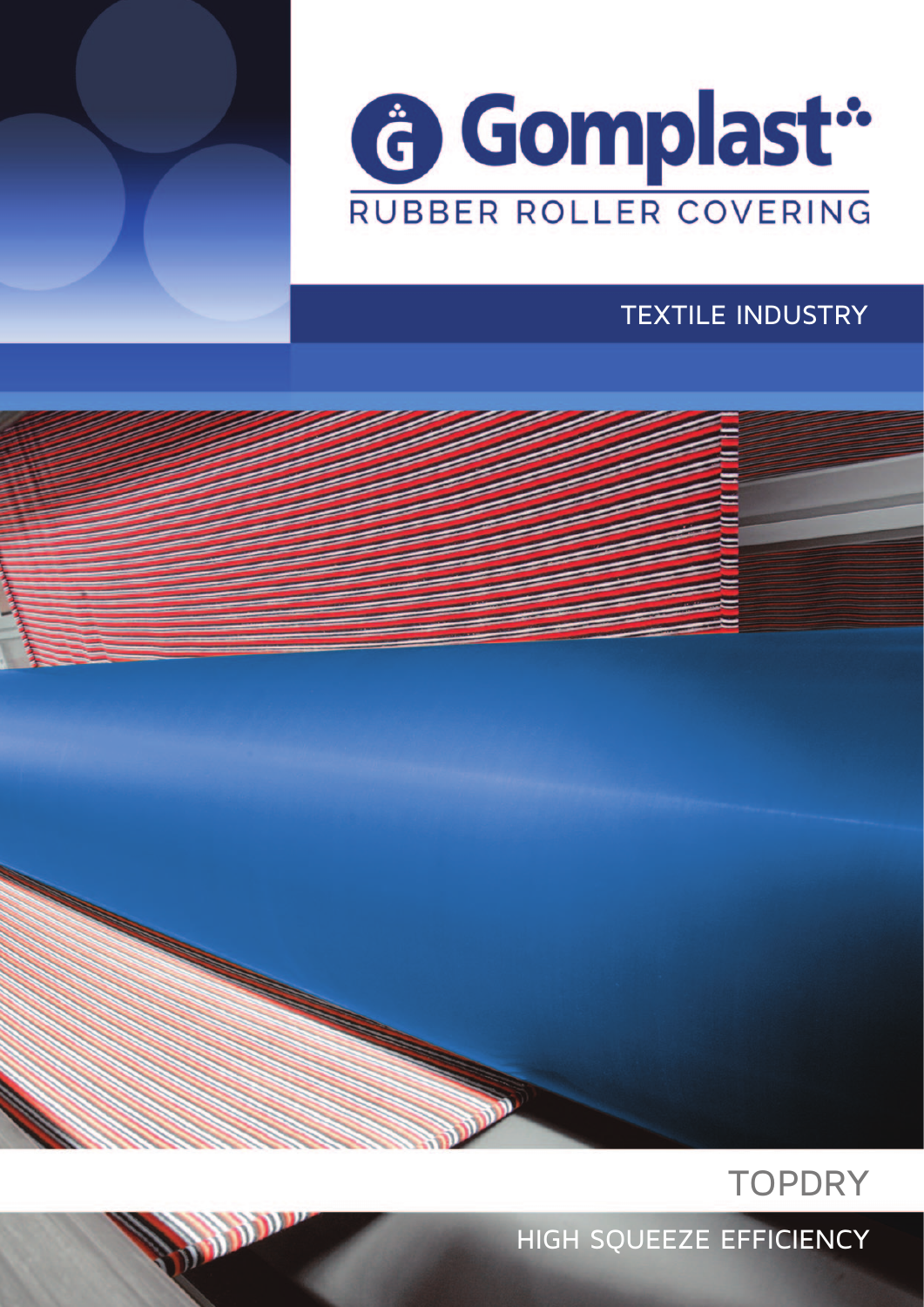# Gomplast

RUBBER ROLLER COVERING

TEXTILE INDUSTRY

## TOPDRY

HIGH SQUEEZE EFFICIENCY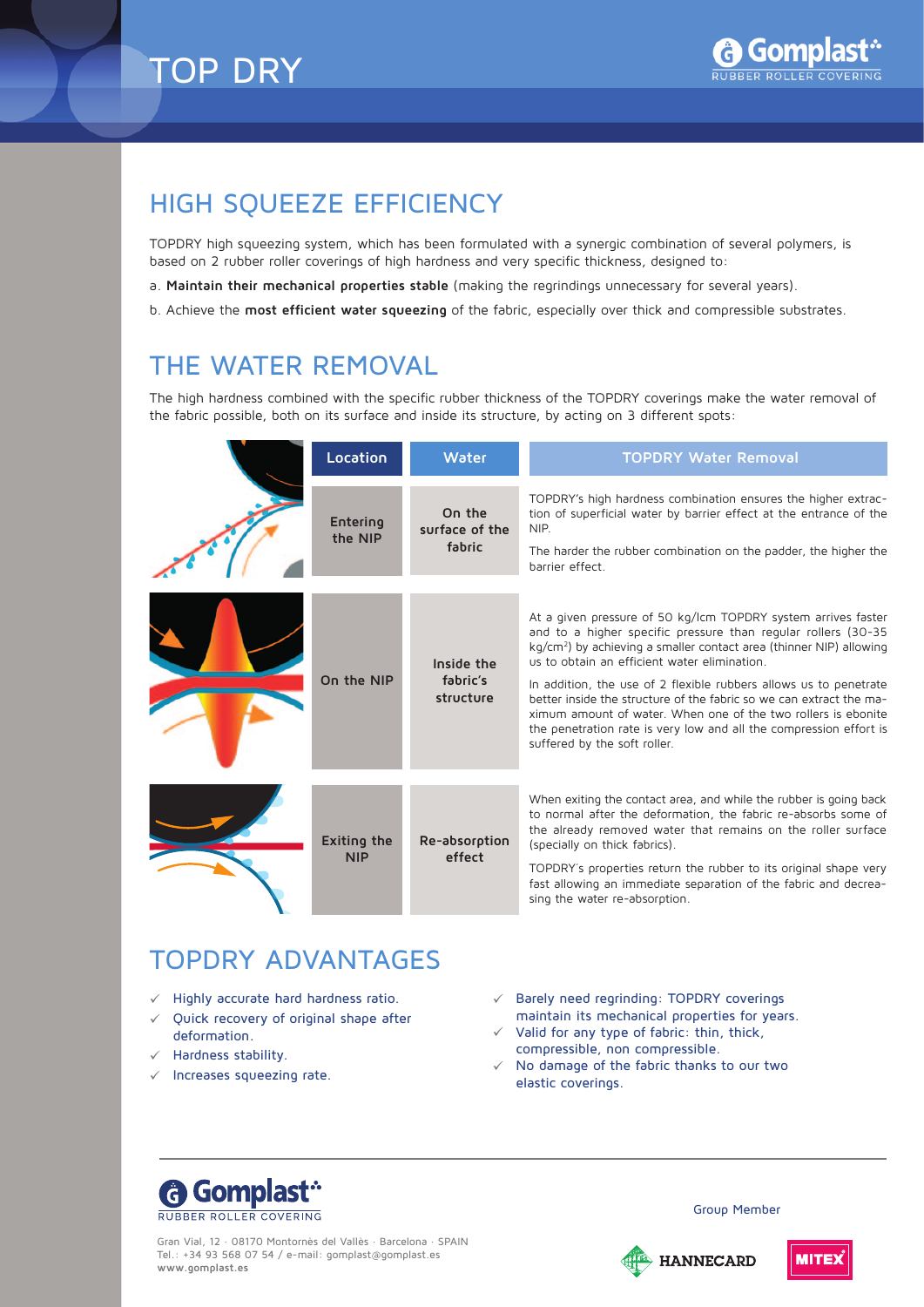# TOP DRY

## HIGH SQUEEZE EFFICIENCY

TOPDRY high squeezing system, which has been formulated with a synergic combination of several polymers, is based on 2 rubber roller coverings of high hardness and very specific thickness, designed to:

a. **Maintain their mechanical properties stable** (making the regrindings unnecessary for several years).

b. Achieve the **most efficient water squeezing** of the fabric, especially over thick and compressible substrates.

## THE WATER REMOVAL

The high hardness combined with the specific rubber thickness of the TOPDRY coverings make the water removal of the fabric possible, both on its surface and inside its structure, by acting on 3 different spots:

| Location | Water | TOPDRY Water Removal |
| --- | --- | --- |
| Entering the NIP | On the surface of the fabric | TOPDRY's high hardness combination ensures the higher extraction of superficial water by barrier effect at the entrance of the NIP.<br>The harder the rubber combination on the padder, the higher the barrier effect. |
| On the NIP | Inside the fabric's structure | At a given pressure of 50 kg/lcm TOPDRY system arrives faster and to a higher specific pressure than regular rollers (30-35 $kg/cm^2$) by achieving a smaller contact area (thinner NIP) allowing us to obtain an efficient water elimination.<br>In addition, the use of 2 flexible rubbers allows us to penetrate better inside the structure of the fabric so we can extract the maximum amount of water. When one of the two rollers is ebonite the penetration rate is very low and all the compression effort is suffered by the soft roller. |
| Exiting the NIP | Re-absorption effect | When exiting the contact area, and while the rubber is going back to normal after the deformation, the fabric re-absorbs some of the already removed water that remains on the roller surface (specially on thick fabrics).<br>TOPDRY´s properties return the rubber to its original shape very fast allowing an immediate separation of the fabric and decreasing the water re-absorption. |

## TOPDRY ADVANTAGES

- ✓ Highly accurate hard hardness ratio.
- ✓ Quick recovery of original shape after deformation.
- ✓ Hardness stability.
- ✓ Increases squeezing rate.
- ✓ Barely need regrinding: TOPDRY coverings maintain its mechanical properties for years.
- ✓ Valid for any type of fabric: thin, thick, compressible, non compressible.
- ✓ No damage of the fabric thanks to our two elastic coverings.

Gomplast RUBBER ROLLER COVERING

Gran Vial, 12 · 08170 Montornès del Vallès · Barcelona · SPAIN
Tel.: +34 93 568 07 54 / e-mail: gomplast@gomplast.es
www.gomplast.es

Group Member

HANNECARD MITEX